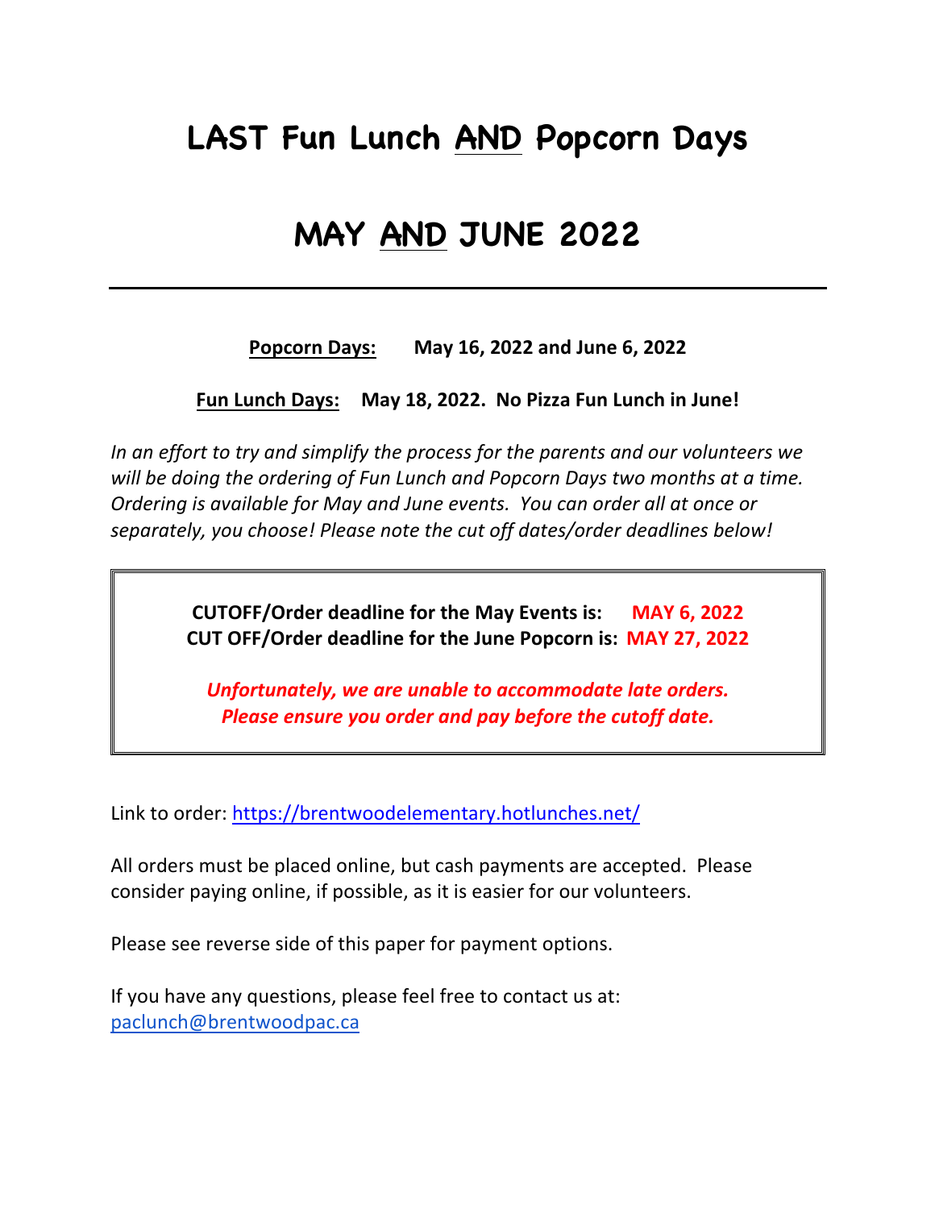# LAST Fun Lunch AND Popcorn Days

# MAY AND JUNE 2022

---

**Popcorn Days:** **May 16, 2022 and June 6, 2022**

**Fun Lunch Days:** **May 18, 2022. No Pizza Fun Lunch in June!**

*In an effort to try and simplify the process for the parents and our volunteers we will be doing the ordering of Fun Lunch and Popcorn Days two months at a time. Ordering is available for May and June events. You can order all at once or separately, you choose! Please note the cut off dates/order deadlines below!*

**CUTOFF/Order deadline for the May Events is: MAY 6, 2022**
**CUT OFF/Order deadline for the June Popcorn is: MAY 27, 2022**

***Unfortunately, we are unable to accommodate late orders.***
***Please ensure you order and pay before the cutoff date.***

Link to order: https://brentwoodelementary.hotlunches.net/

All orders must be placed online, but cash payments are accepted. Please consider paying online, if possible, as it is easier for our volunteers.

Please see reverse side of this paper for payment options.

If you have any questions, please feel free to contact us at: paclunch@brentwoodpac.ca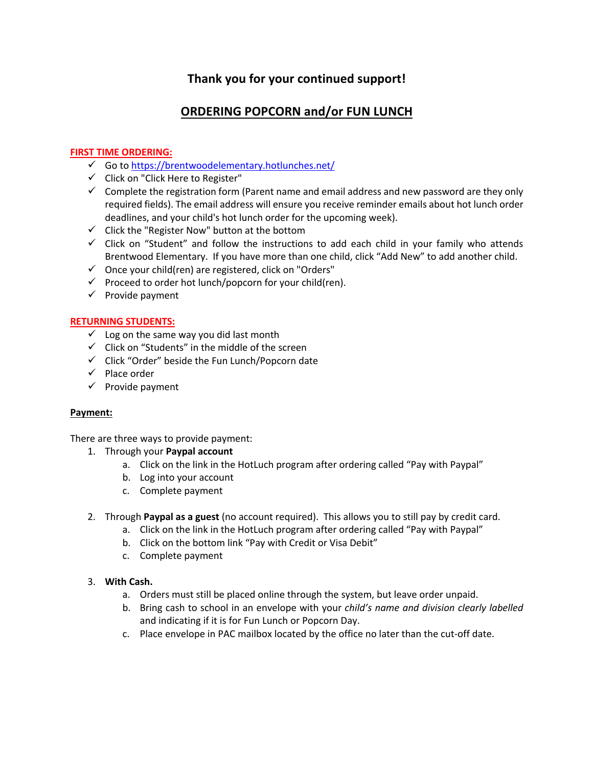## Thank you for your continued support!

## ORDERING POPCORN and/or FUN LUNCH

**FIRST TIME ORDERING:**

- ✓ Go to https://brentwoodelementary.hotlunches.net/
- ✓ Click on "Click Here to Register"
- ✓ Complete the registration form (Parent name and email address and new password are they only required fields). The email address will ensure you receive reminder emails about hot lunch order deadlines, and your child's hot lunch order for the upcoming week).
- ✓ Click the "Register Now" button at the bottom
- ✓ Click on "Student" and follow the instructions to add each child in your family who attends Brentwood Elementary. If you have more than one child, click "Add New" to add another child.
- ✓ Once your child(ren) are registered, click on "Orders"
- ✓ Proceed to order hot lunch/popcorn for your child(ren).
- ✓ Provide payment

**RETURNING STUDENTS:**

- ✓ Log on the same way you did last month
- ✓ Click on "Students" in the middle of the screen
- ✓ Click "Order" beside the Fun Lunch/Popcorn date
- ✓ Place order
- ✓ Provide payment

**Payment:**

There are three ways to provide payment:

1. Through your **Paypal account**
   a. Click on the link in the HotLuch program after ordering called "Pay with Paypal"
   b. Log into your account
   c. Complete payment

2. Through **Paypal as a guest** (no account required). This allows you to still pay by credit card.
   a. Click on the link in the HotLuch program after ordering called "Pay with Paypal"
   b. Click on the bottom link "Pay with Credit or Visa Debit"
   c. Complete payment

3. **With Cash.**
   a. Orders must still be placed online through the system, but leave order unpaid.
   b. Bring cash to school in an envelope with your *child's name and division clearly labelled* and indicating if it is for Fun Lunch or Popcorn Day.
   c. Place envelope in PAC mailbox located by the office no later than the cut-off date.